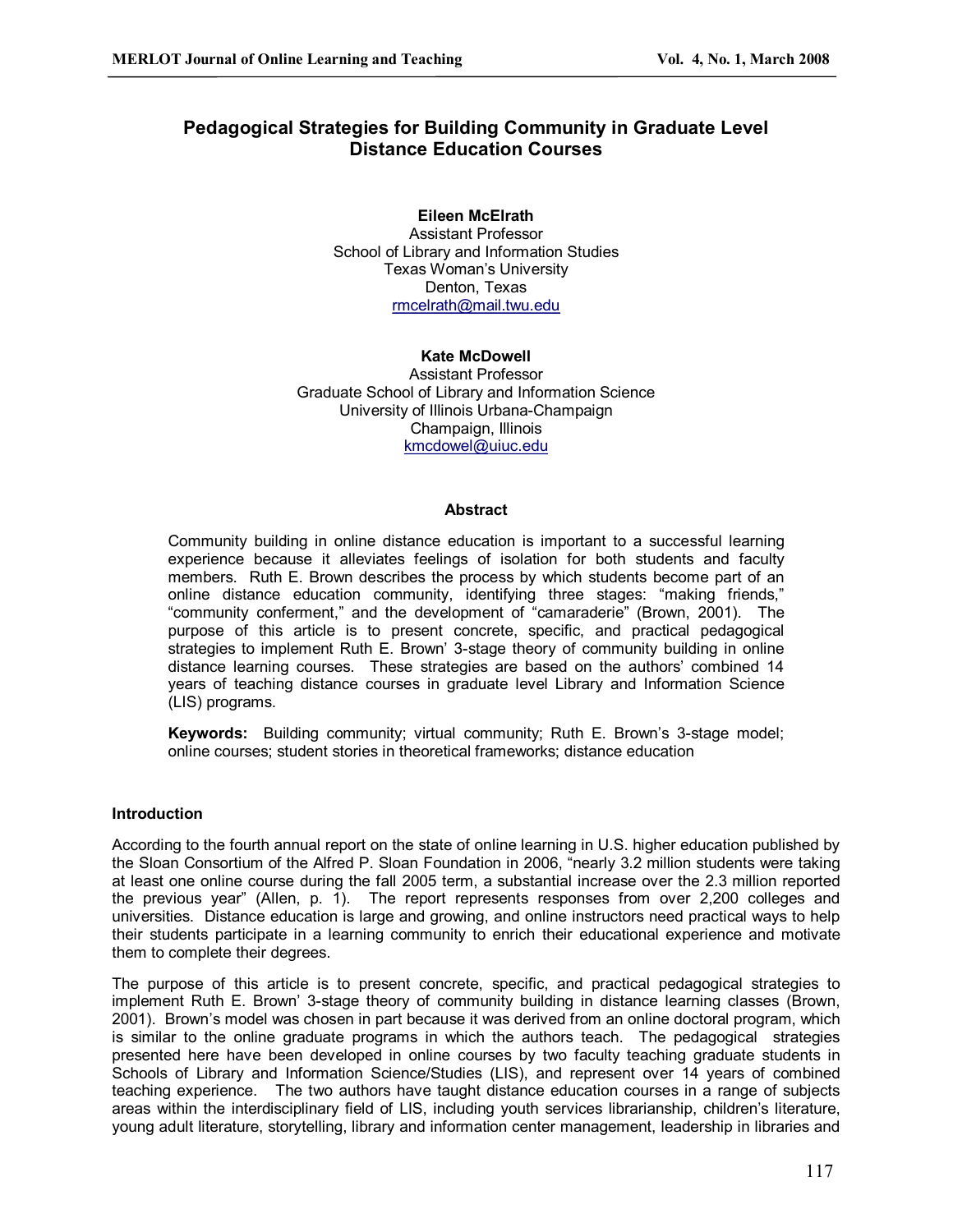# Pedagogical Strategies for Building Community in Graduate Level Distance Education Courses

**Eileen McElrath**
Assistant Professor
School of Library and Information Studies
Texas Woman's University
Denton, Texas
rmcelrath@mail.twu.edu

**Kate McDowell**
Assistant Professor
Graduate School of Library and Information Science
University of Illinois Urbana-Champaign
Champaign, Illinois
kmcdowel@uiuc.edu

## Abstract

Community building in online distance education is important to a successful learning experience because it alleviates feelings of isolation for both students and faculty members. Ruth E. Brown describes the process by which students become part of an online distance education community, identifying three stages: "making friends," "community conferment," and the development of "camaraderie" (Brown, 2001). The purpose of this article is to present concrete, specific, and practical pedagogical strategies to implement Ruth E. Brown' 3-stage theory of community building in online distance learning courses. These strategies are based on the authors' combined 14 years of teaching distance courses in graduate level Library and Information Science (LIS) programs.

**Keywords:** Building community; virtual community; Ruth E. Brown's 3-stage model; online courses; student stories in theoretical frameworks; distance education

## Introduction

According to the fourth annual report on the state of online learning in U.S. higher education published by the Sloan Consortium of the Alfred P. Sloan Foundation in 2006, "nearly 3.2 million students were taking at least one online course during the fall 2005 term, a substantial increase over the 2.3 million reported the previous year" (Allen, p. 1). The report represents responses from over 2,200 colleges and universities. Distance education is large and growing, and online instructors need practical ways to help their students participate in a learning community to enrich their educational experience and motivate them to complete their degrees.

The purpose of this article is to present concrete, specific, and practical pedagogical strategies to implement Ruth E. Brown' 3-stage theory of community building in distance learning classes (Brown, 2001). Brown's model was chosen in part because it was derived from an online doctoral program, which is similar to the online graduate programs in which the authors teach. The pedagogical strategies presented here have been developed in online courses by two faculty teaching graduate students in Schools of Library and Information Science/Studies (LIS), and represent over 14 years of combined teaching experience. The two authors have taught distance education courses in a range of subjects areas within the interdisciplinary field of LIS, including youth services librarianship, children's literature, young adult literature, storytelling, library and information center management, leadership in libraries and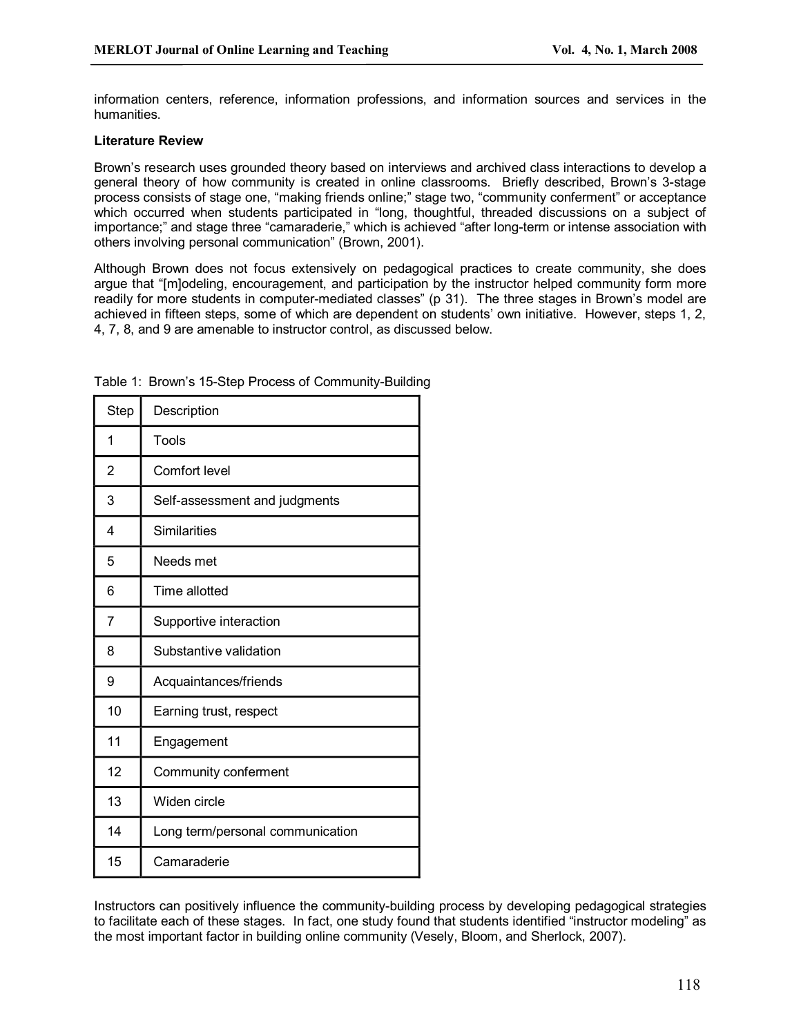information centers, reference, information professions, and information sources and services in the humanities.

**Literature Review**

Brown's research uses grounded theory based on interviews and archived class interactions to develop a general theory of how community is created in online classrooms. Briefly described, Brown's 3-stage process consists of stage one, "making friends online;" stage two, "community conferment" or acceptance which occurred when students participated in "long, thoughtful, threaded discussions on a subject of importance;" and stage three "camaraderie," which is achieved "after long-term or intense association with others involving personal communication" (Brown, 2001).

Although Brown does not focus extensively on pedagogical practices to create community, she does argue that "[m]odeling, encouragement, and participation by the instructor helped community form more readily for more students in computer-mediated classes" (p 31). The three stages in Brown's model are achieved in fifteen steps, some of which are dependent on students' own initiative. However, steps 1, 2, 4, 7, 8, and 9 are amenable to instructor control, as discussed below.

Table 1: Brown's 15-Step Process of Community-Building

| Step | Description |
|---|---|
| 1 | Tools |
| 2 | Comfort level |
| 3 | Self-assessment and judgments |
| 4 | Similarities |
| 5 | Needs met |
| 6 | Time allotted |
| 7 | Supportive interaction |
| 8 | Substantive validation |
| 9 | Acquaintances/friends |
| 10 | Earning trust, respect |
| 11 | Engagement |
| 12 | Community conferment |
| 13 | Widen circle |
| 14 | Long term/personal communication |
| 15 | Camaraderie |

Instructors can positively influence the community-building process by developing pedagogical strategies to facilitate each of these stages. In fact, one study found that students identified "instructor modeling" as the most important factor in building online community (Vesely, Bloom, and Sherlock, 2007).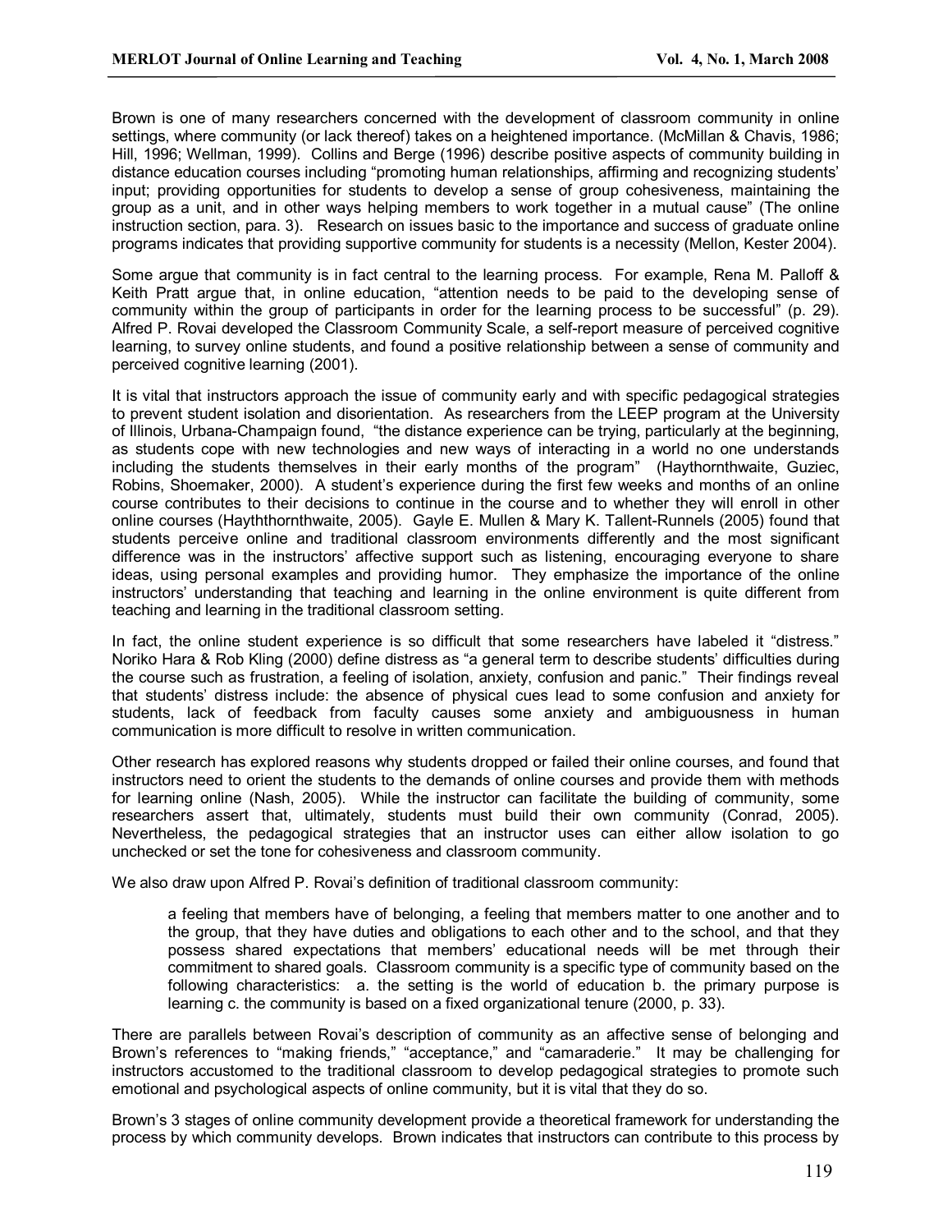Brown is one of many researchers concerned with the development of classroom community in online settings, where community (or lack thereof) takes on a heightened importance. (McMillan & Chavis, 1986; Hill, 1996; Wellman, 1999). Collins and Berge (1996) describe positive aspects of community building in distance education courses including "promoting human relationships, affirming and recognizing students' input; providing opportunities for students to develop a sense of group cohesiveness, maintaining the group as a unit, and in other ways helping members to work together in a mutual cause" (The online instruction section, para. 3). Research on issues basic to the importance and success of graduate online programs indicates that providing supportive community for students is a necessity (Mellon, Kester 2004).

Some argue that community is in fact central to the learning process. For example, Rena M. Palloff & Keith Pratt argue that, in online education, "attention needs to be paid to the developing sense of community within the group of participants in order for the learning process to be successful" (p. 29). Alfred P. Rovai developed the Classroom Community Scale, a self-report measure of perceived cognitive learning, to survey online students, and found a positive relationship between a sense of community and perceived cognitive learning (2001).

It is vital that instructors approach the issue of community early and with specific pedagogical strategies to prevent student isolation and disorientation. As researchers from the LEEP program at the University of Illinois, Urbana-Champaign found, "the distance experience can be trying, particularly at the beginning, as students cope with new technologies and new ways of interacting in a world no one understands including the students themselves in their early months of the program" (Haythornthwaite, Guziec, Robins, Shoemaker, 2000). A student's experience during the first few weeks and months of an online course contributes to their decisions to continue in the course and to whether they will enroll in other online courses (Hayththornthwaite, 2005). Gayle E. Mullen & Mary K. Tallent-Runnels (2005) found that students perceive online and traditional classroom environments differently and the most significant difference was in the instructors' affective support such as listening, encouraging everyone to share ideas, using personal examples and providing humor. They emphasize the importance of the online instructors' understanding that teaching and learning in the online environment is quite different from teaching and learning in the traditional classroom setting.

In fact, the online student experience is so difficult that some researchers have labeled it "distress." Noriko Hara & Rob Kling (2000) define distress as "a general term to describe students' difficulties during the course such as frustration, a feeling of isolation, anxiety, confusion and panic." Their findings reveal that students' distress include: the absence of physical cues lead to some confusion and anxiety for students, lack of feedback from faculty causes some anxiety and ambiguousness in human communication is more difficult to resolve in written communication.

Other research has explored reasons why students dropped or failed their online courses, and found that instructors need to orient the students to the demands of online courses and provide them with methods for learning online (Nash, 2005). While the instructor can facilitate the building of community, some researchers assert that, ultimately, students must build their own community (Conrad, 2005). Nevertheless, the pedagogical strategies that an instructor uses can either allow isolation to go unchecked or set the tone for cohesiveness and classroom community.

We also draw upon Alfred P. Rovai's definition of traditional classroom community:

> a feeling that members have of belonging, a feeling that members matter to one another and to the group, that they have duties and obligations to each other and to the school, and that they possess shared expectations that members' educational needs will be met through their commitment to shared goals. Classroom community is a specific type of community based on the following characteristics: a. the setting is the world of education b. the primary purpose is learning c. the community is based on a fixed organizational tenure (2000, p. 33).

There are parallels between Rovai's description of community as an affective sense of belonging and Brown's references to "making friends," "acceptance," and "camaraderie." It may be challenging for instructors accustomed to the traditional classroom to develop pedagogical strategies to promote such emotional and psychological aspects of online community, but it is vital that they do so.

Brown's 3 stages of online community development provide a theoretical framework for understanding the process by which community develops. Brown indicates that instructors can contribute to this process by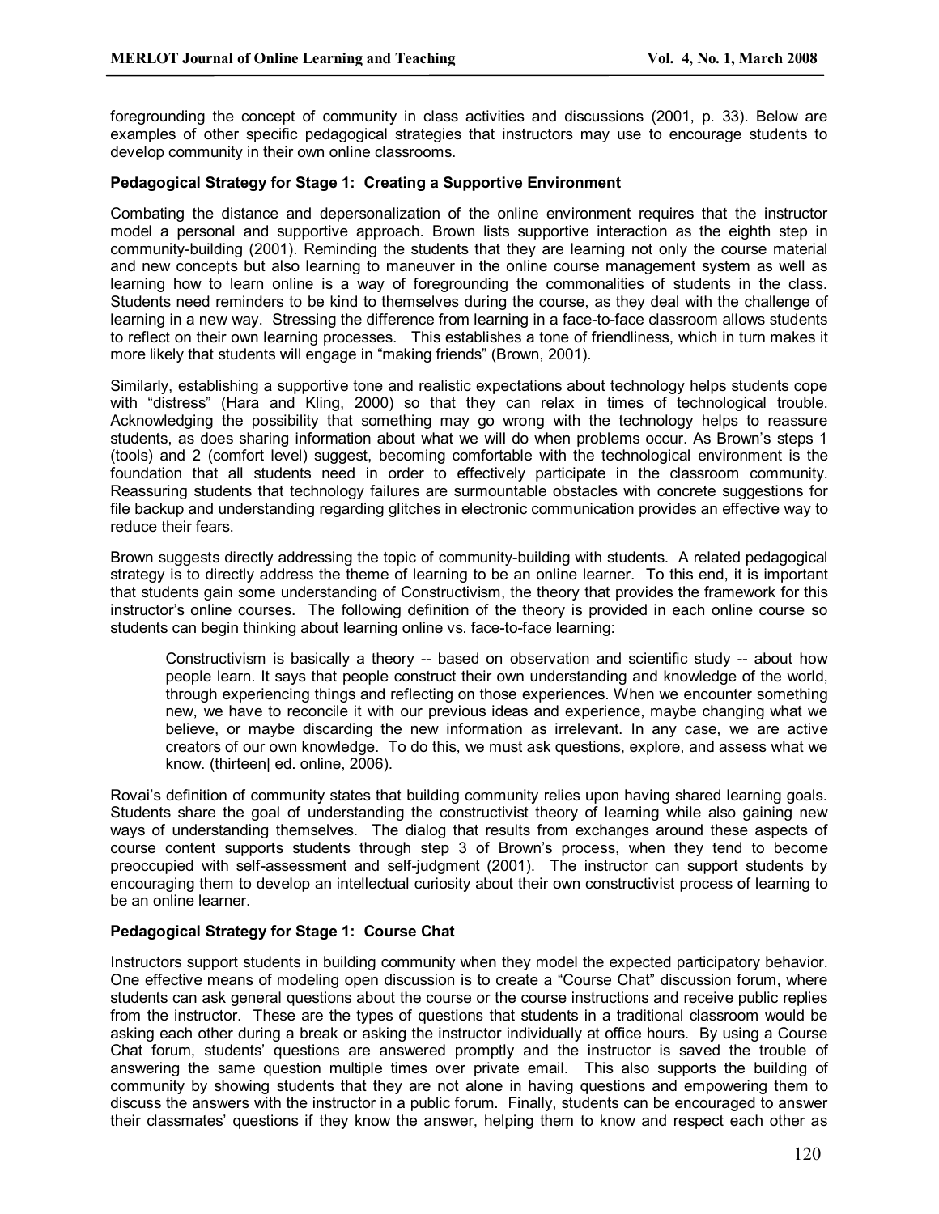foregrounding the concept of community in class activities and discussions (2001, p. 33). Below are examples of other specific pedagogical strategies that instructors may use to encourage students to develop community in their own online classrooms.

**Pedagogical Strategy for Stage 1: Creating a Supportive Environment**

Combating the distance and depersonalization of the online environment requires that the instructor model a personal and supportive approach. Brown lists supportive interaction as the eighth step in community-building (2001). Reminding the students that they are learning not only the course material and new concepts but also learning to maneuver in the online course management system as well as learning how to learn online is a way of foregrounding the commonalities of students in the class. Students need reminders to be kind to themselves during the course, as they deal with the challenge of learning in a new way. Stressing the difference from learning in a face-to-face classroom allows students to reflect on their own learning processes. This establishes a tone of friendliness, which in turn makes it more likely that students will engage in "making friends" (Brown, 2001).

Similarly, establishing a supportive tone and realistic expectations about technology helps students cope with "distress" (Hara and Kling, 2000) so that they can relax in times of technological trouble. Acknowledging the possibility that something may go wrong with the technology helps to reassure students, as does sharing information about what we will do when problems occur. As Brown's steps 1 (tools) and 2 (comfort level) suggest, becoming comfortable with the technological environment is the foundation that all students need in order to effectively participate in the classroom community. Reassuring students that technology failures are surmountable obstacles with concrete suggestions for file backup and understanding regarding glitches in electronic communication provides an effective way to reduce their fears.

Brown suggests directly addressing the topic of community-building with students. A related pedagogical strategy is to directly address the theme of learning to be an online learner. To this end, it is important that students gain some understanding of Constructivism, the theory that provides the framework for this instructor's online courses. The following definition of the theory is provided in each online course so students can begin thinking about learning online vs. face-to-face learning:

> Constructivism is basically a theory -- based on observation and scientific study -- about how people learn. It says that people construct their own understanding and knowledge of the world, through experiencing things and reflecting on those experiences. When we encounter something new, we have to reconcile it with our previous ideas and experience, maybe changing what we believe, or maybe discarding the new information as irrelevant. In any case, we are active creators of our own knowledge. To do this, we must ask questions, explore, and assess what we know. (thirteen| ed. online, 2006).

Rovai's definition of community states that building community relies upon having shared learning goals. Students share the goal of understanding the constructivist theory of learning while also gaining new ways of understanding themselves. The dialog that results from exchanges around these aspects of course content supports students through step 3 of Brown's process, when they tend to become preoccupied with self-assessment and self-judgment (2001). The instructor can support students by encouraging them to develop an intellectual curiosity about their own constructivist process of learning to be an online learner.

**Pedagogical Strategy for Stage 1: Course Chat**

Instructors support students in building community when they model the expected participatory behavior. One effective means of modeling open discussion is to create a "Course Chat" discussion forum, where students can ask general questions about the course or the course instructions and receive public replies from the instructor. These are the types of questions that students in a traditional classroom would be asking each other during a break or asking the instructor individually at office hours. By using a Course Chat forum, students' questions are answered promptly and the instructor is saved the trouble of answering the same question multiple times over private email. This also supports the building of community by showing students that they are not alone in having questions and empowering them to discuss the answers with the instructor in a public forum. Finally, students can be encouraged to answer their classmates' questions if they know the answer, helping them to know and respect each other as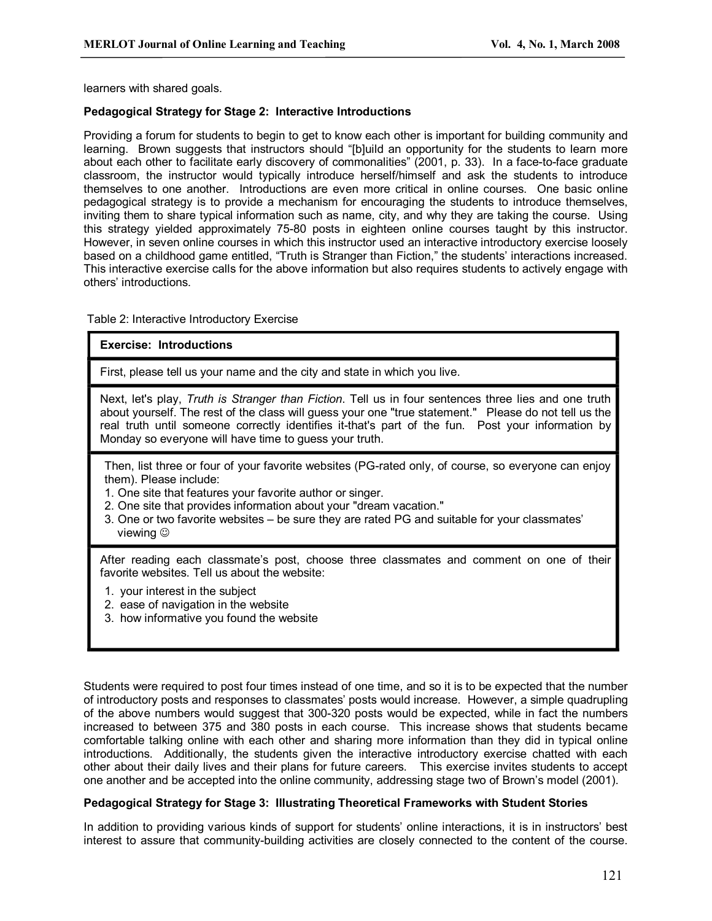learners with shared goals.

**Pedagogical Strategy for Stage 2: Interactive Introductions**

Providing a forum for students to begin to get to know each other is important for building community and learning. Brown suggests that instructors should "[b]uild an opportunity for the students to learn more about each other to facilitate early discovery of commonalities" (2001, p. 33). In a face-to-face graduate classroom, the instructor would typically introduce herself/himself and ask the students to introduce themselves to one another. Introductions are even more critical in online courses. One basic online pedagogical strategy is to provide a mechanism for encouraging the students to introduce themselves, inviting them to share typical information such as name, city, and why they are taking the course. Using this strategy yielded approximately 75-80 posts in eighteen online courses taught by this instructor. However, in seven online courses in which this instructor used an interactive introductory exercise loosely based on a childhood game entitled, "Truth is Stranger than Fiction," the students' interactions increased. This interactive exercise calls for the above information but also requires students to actively engage with others' introductions.

Table 2: Interactive Introductory Exercise

| **Exercise: Introductions** |
|---|
| First, please tell us your name and the city and state in which you live. |
| Next, let's play, *Truth is Stranger than Fiction*. Tell us in four sentences three lies and one truth about yourself. The rest of the class will guess your one "true statement." Please do not tell us the real truth until someone correctly identifies it-that's part of the fun. Post your information by Monday so everyone will have time to guess your truth. |
| Then, list three or four of your favorite websites (PG-rated only, of course, so everyone can enjoy them). Please include: 1. One site that features your favorite author or singer. 2. One site that provides information about your "dream vacation." 3. One or two favorite websites – be sure they are rated PG and suitable for your classmates' viewing ☺ |
| After reading each classmate's post, choose three classmates and comment on one of their favorite websites. Tell us about the website: 1. your interest in the subject 2. ease of navigation in the website 3. how informative you found the website |

Students were required to post four times instead of one time, and so it is to be expected that the number of introductory posts and responses to classmates' posts would increase. However, a simple quadrupling of the above numbers would suggest that 300-320 posts would be expected, while in fact the numbers increased to between 375 and 380 posts in each course. This increase shows that students became comfortable talking online with each other and sharing more information than they did in typical online introductions. Additionally, the students given the interactive introductory exercise chatted with each other about their daily lives and their plans for future careers. This exercise invites students to accept one another and be accepted into the online community, addressing stage two of Brown's model (2001).

**Pedagogical Strategy for Stage 3: Illustrating Theoretical Frameworks with Student Stories**

In addition to providing various kinds of support for students' online interactions, it is in instructors' best interest to assure that community-building activities are closely connected to the content of the course.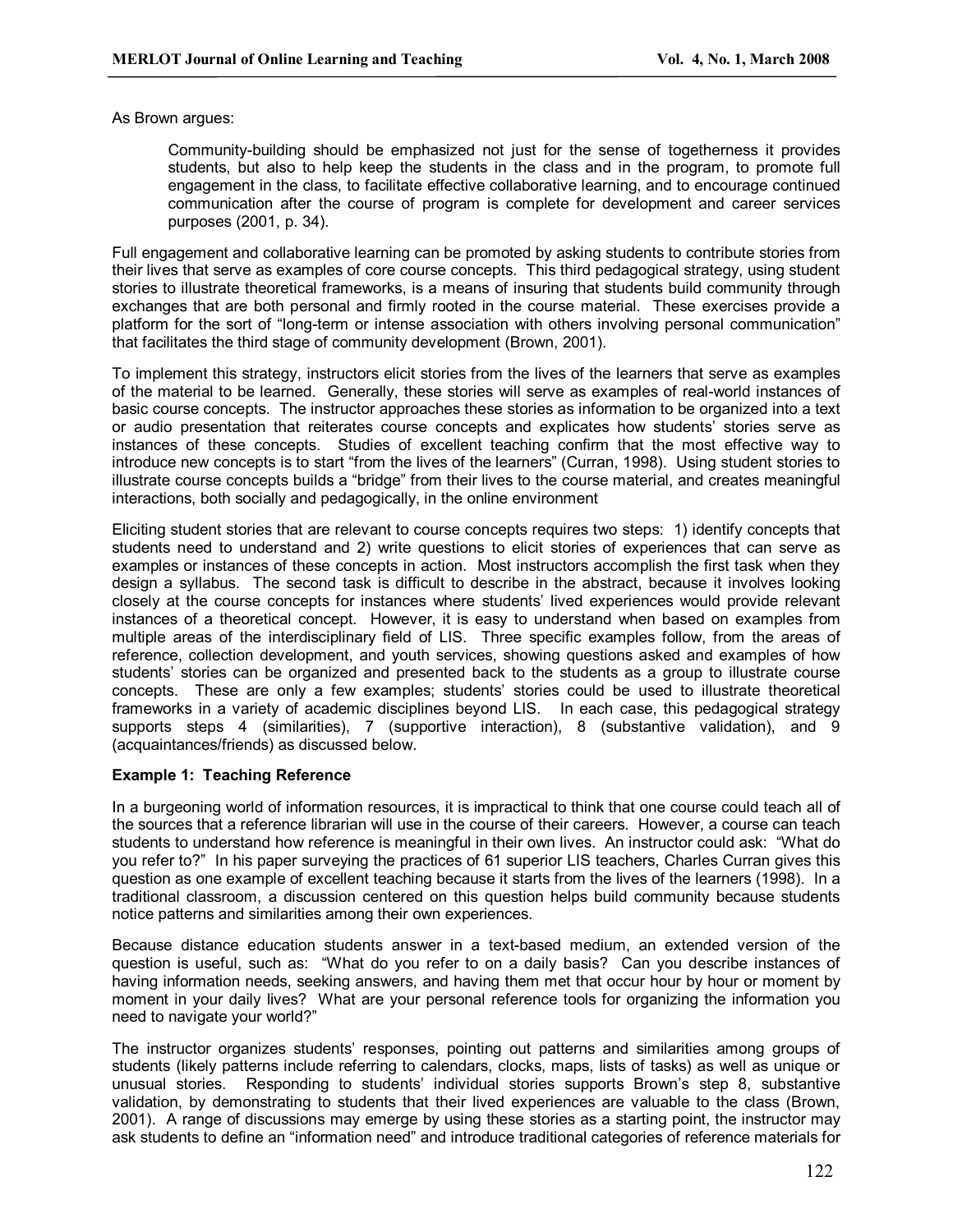As Brown argues:

> Community-building should be emphasized not just for the sense of togetherness it provides students, but also to help keep the students in the class and in the program, to promote full engagement in the class, to facilitate effective collaborative learning, and to encourage continued communication after the course of program is complete for development and career services purposes (2001, p. 34).

Full engagement and collaborative learning can be promoted by asking students to contribute stories from their lives that serve as examples of core course concepts. This third pedagogical strategy, using student stories to illustrate theoretical frameworks, is a means of insuring that students build community through exchanges that are both personal and firmly rooted in the course material. These exercises provide a platform for the sort of "long-term or intense association with others involving personal communication" that facilitates the third stage of community development (Brown, 2001).

To implement this strategy, instructors elicit stories from the lives of the learners that serve as examples of the material to be learned. Generally, these stories will serve as examples of real-world instances of basic course concepts. The instructor approaches these stories as information to be organized into a text or audio presentation that reiterates course concepts and explicates how students' stories serve as instances of these concepts. Studies of excellent teaching confirm that the most effective way to introduce new concepts is to start "from the lives of the learners" (Curran, 1998). Using student stories to illustrate course concepts builds a "bridge" from their lives to the course material, and creates meaningful interactions, both socially and pedagogically, in the online environment

Eliciting student stories that are relevant to course concepts requires two steps: 1) identify concepts that students need to understand and 2) write questions to elicit stories of experiences that can serve as examples or instances of these concepts in action. Most instructors accomplish the first task when they design a syllabus. The second task is difficult to describe in the abstract, because it involves looking closely at the course concepts for instances where students' lived experiences would provide relevant instances of a theoretical concept. However, it is easy to understand when based on examples from multiple areas of the interdisciplinary field of LIS. Three specific examples follow, from the areas of reference, collection development, and youth services, showing questions asked and examples of how students' stories can be organized and presented back to the students as a group to illustrate course concepts. These are only a few examples; students' stories could be used to illustrate theoretical frameworks in a variety of academic disciplines beyond LIS. In each case, this pedagogical strategy supports steps 4 (similarities), 7 (supportive interaction), 8 (substantive validation), and 9 (acquaintances/friends) as discussed below.

**Example 1: Teaching Reference**

In a burgeoning world of information resources, it is impractical to think that one course could teach all of the sources that a reference librarian will use in the course of their careers. However, a course can teach students to understand how reference is meaningful in their own lives. An instructor could ask: "What do you refer to?" In his paper surveying the practices of 61 superior LIS teachers, Charles Curran gives this question as one example of excellent teaching because it starts from the lives of the learners (1998). In a traditional classroom, a discussion centered on this question helps build community because students notice patterns and similarities among their own experiences.

Because distance education students answer in a text-based medium, an extended version of the question is useful, such as: "What do you refer to on a daily basis? Can you describe instances of having information needs, seeking answers, and having them met that occur hour by hour or moment by moment in your daily lives? What are your personal reference tools for organizing the information you need to navigate your world?"

The instructor organizes students' responses, pointing out patterns and similarities among groups of students (likely patterns include referring to calendars, clocks, maps, lists of tasks) as well as unique or unusual stories. Responding to students' individual stories supports Brown's step 8, substantive validation, by demonstrating to students that their lived experiences are valuable to the class (Brown, 2001). A range of discussions may emerge by using these stories as a starting point, the instructor may ask students to define an "information need" and introduce traditional categories of reference materials for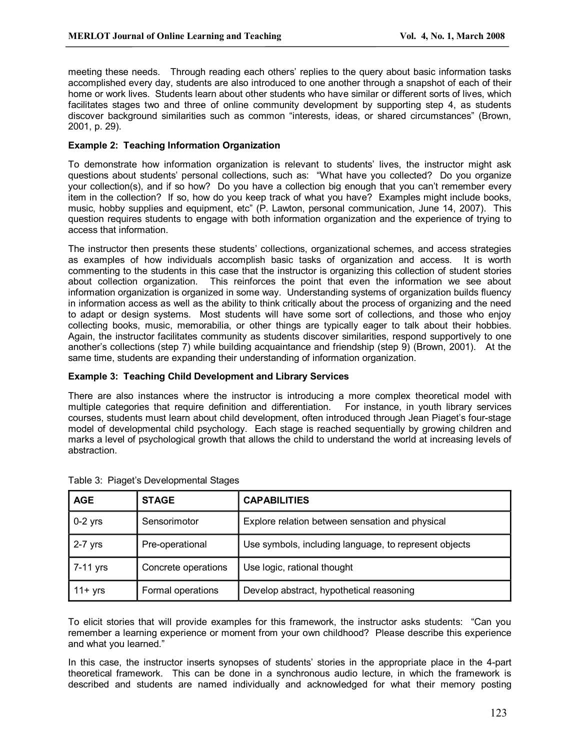meeting these needs. Through reading each others' replies to the query about basic information tasks accomplished every day, students are also introduced to one another through a snapshot of each of their home or work lives. Students learn about other students who have similar or different sorts of lives, which facilitates stages two and three of online community development by supporting step 4, as students discover background similarities such as common "interests, ideas, or shared circumstances" (Brown, 2001, p. 29).

**Example 2: Teaching Information Organization**

To demonstrate how information organization is relevant to students' lives, the instructor might ask questions about students' personal collections, such as: "What have you collected? Do you organize your collection(s), and if so how? Do you have a collection big enough that you can't remember every item in the collection? If so, how do you keep track of what you have? Examples might include books, music, hobby supplies and equipment, etc" (P. Lawton, personal communication, June 14, 2007). This question requires students to engage with both information organization and the experience of trying to access that information.

The instructor then presents these students' collections, organizational schemes, and access strategies as examples of how individuals accomplish basic tasks of organization and access. It is worth commenting to the students in this case that the instructor is organizing this collection of student stories about collection organization. This reinforces the point that even the information we see about information organization is organized in some way. Understanding systems of organization builds fluency in information access as well as the ability to think critically about the process of organizing and the need to adapt or design systems. Most students will have some sort of collections, and those who enjoy collecting books, music, memorabilia, or other things are typically eager to talk about their hobbies. Again, the instructor facilitates community as students discover similarities, respond supportively to one another's collections (step 7) while building acquaintance and friendship (step 9) (Brown, 2001). At the same time, students are expanding their understanding of information organization.

**Example 3: Teaching Child Development and Library Services**

There are also instances where the instructor is introducing a more complex theoretical model with multiple categories that require definition and differentiation. For instance, in youth library services courses, students must learn about child development, often introduced through Jean Piaget's four-stage model of developmental child psychology. Each stage is reached sequentially by growing children and marks a level of psychological growth that allows the child to understand the world at increasing levels of abstraction.

Table 3: Piaget's Developmental Stages

| AGE | STAGE | CAPABILITIES |
|---|---|---|
| 0-2 yrs | Sensorimotor | Explore relation between sensation and physical |
| 2-7 yrs | Pre-operational | Use symbols, including language, to represent objects |
| 7-11 yrs | Concrete operations | Use logic, rational thought |
| 11+ yrs | Formal operations | Develop abstract, hypothetical reasoning |

To elicit stories that will provide examples for this framework, the instructor asks students: "Can you remember a learning experience or moment from your own childhood? Please describe this experience and what you learned."

In this case, the instructor inserts synopses of students' stories in the appropriate place in the 4-part theoretical framework. This can be done in a synchronous audio lecture, in which the framework is described and students are named individually and acknowledged for what their memory posting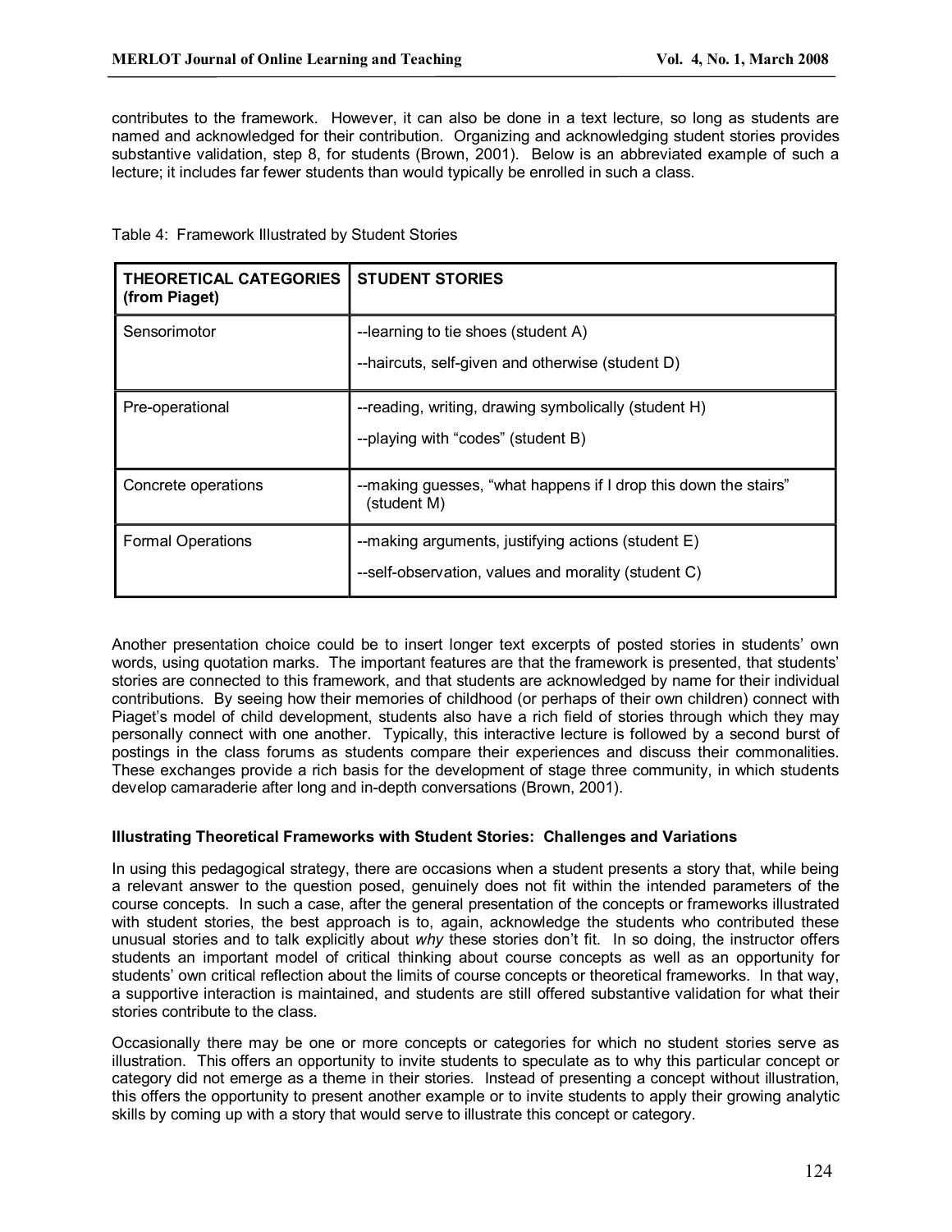contributes to the framework. However, it can also be done in a text lecture, so long as students are named and acknowledged for their contribution. Organizing and acknowledging student stories provides substantive validation, step 8, for students (Brown, 2001). Below is an abbreviated example of such a lecture; it includes far fewer students than would typically be enrolled in such a class.

Table 4: Framework Illustrated by Student Stories

| **THEORETICAL CATEGORIES (from Piaget)** | **STUDENT STORIES** |
|---|---|
| Sensorimotor | --learning to tie shoes (student A)<br>--haircuts, self-given and otherwise (student D) |
| Pre-operational | --reading, writing, drawing symbolically (student H)<br>--playing with "codes" (student B) |
| Concrete operations | --making guesses, "what happens if I drop this down the stairs" (student M) |
| Formal Operations | --making arguments, justifying actions (student E)<br>--self-observation, values and morality (student C) |

Another presentation choice could be to insert longer text excerpts of posted stories in students' own words, using quotation marks. The important features are that the framework is presented, that students' stories are connected to this framework, and that students are acknowledged by name for their individual contributions. By seeing how their memories of childhood (or perhaps of their own children) connect with Piaget's model of child development, students also have a rich field of stories through which they may personally connect with one another. Typically, this interactive lecture is followed by a second burst of postings in the class forums as students compare their experiences and discuss their commonalities. These exchanges provide a rich basis for the development of stage three community, in which students develop camaraderie after long and in-depth conversations (Brown, 2001).

### Illustrating Theoretical Frameworks with Student Stories: Challenges and Variations

In using this pedagogical strategy, there are occasions when a student presents a story that, while being a relevant answer to the question posed, genuinely does not fit within the intended parameters of the course concepts. In such a case, after the general presentation of the concepts or frameworks illustrated with student stories, the best approach is to, again, acknowledge the students who contributed these unusual stories and to talk explicitly about *why* these stories don't fit. In so doing, the instructor offers students an important model of critical thinking about course concepts as well as an opportunity for students' own critical reflection about the limits of course concepts or theoretical frameworks. In that way, a supportive interaction is maintained, and students are still offered substantive validation for what their stories contribute to the class.

Occasionally there may be one or more concepts or categories for which no student stories serve as illustration. This offers an opportunity to invite students to speculate as to why this particular concept or category did not emerge as a theme in their stories. Instead of presenting a concept without illustration, this offers the opportunity to present another example or to invite students to apply their growing analytic skills by coming up with a story that would serve to illustrate this concept or category.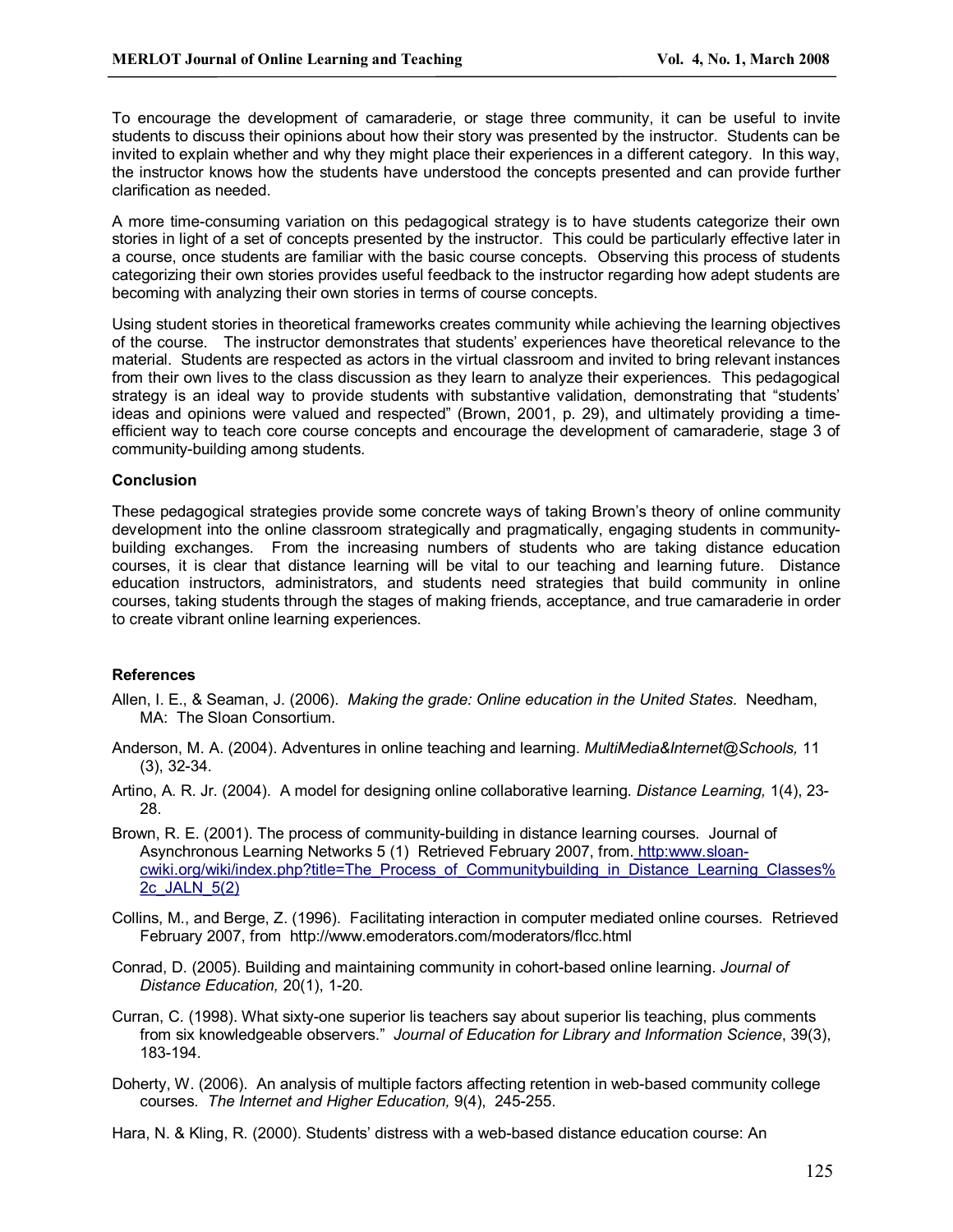To encourage the development of camaraderie, or stage three community, it can be useful to invite students to discuss their opinions about how their story was presented by the instructor. Students can be invited to explain whether and why they might place their experiences in a different category. In this way, the instructor knows how the students have understood the concepts presented and can provide further clarification as needed.

A more time-consuming variation on this pedagogical strategy is to have students categorize their own stories in light of a set of concepts presented by the instructor. This could be particularly effective later in a course, once students are familiar with the basic course concepts. Observing this process of students categorizing their own stories provides useful feedback to the instructor regarding how adept students are becoming with analyzing their own stories in terms of course concepts.

Using student stories in theoretical frameworks creates community while achieving the learning objectives of the course. The instructor demonstrates that students' experiences have theoretical relevance to the material. Students are respected as actors in the virtual classroom and invited to bring relevant instances from their own lives to the class discussion as they learn to analyze their experiences. This pedagogical strategy is an ideal way to provide students with substantive validation, demonstrating that "students' ideas and opinions were valued and respected" (Brown, 2001, p. 29), and ultimately providing a time-efficient way to teach core course concepts and encourage the development of camaraderie, stage 3 of community-building among students.

**Conclusion**

These pedagogical strategies provide some concrete ways of taking Brown's theory of online community development into the online classroom strategically and pragmatically, engaging students in community-building exchanges. From the increasing numbers of students who are taking distance education courses, it is clear that distance learning will be vital to our teaching and learning future. Distance education instructors, administrators, and students need strategies that build community in online courses, taking students through the stages of making friends, acceptance, and true camaraderie in order to create vibrant online learning experiences.

**References**

Allen, I. E., & Seaman, J. (2006). *Making the grade: Online education in the United States.* Needham, MA: The Sloan Consortium.

Anderson, M. A. (2004). Adventures in online teaching and learning. *MultiMedia&Internet@Schools,* 11 (3), 32-34.

Artino, A. R. Jr. (2004). A model for designing online collaborative learning. *Distance Learning,* 1(4), 23-28.

Brown, R. E. (2001). The process of community-building in distance learning courses. Journal of Asynchronous Learning Networks 5 (1) Retrieved February 2007, from. http:www.sloan-cwiki.org/wiki/index.php?title=The_Process_of_Communitybuilding_in_Distance_Learning_Classes%2c_JALN_5(2)

Collins, M., and Berge, Z. (1996). Facilitating interaction in computer mediated online courses. Retrieved February 2007, from http://www.emoderators.com/moderators/flcc.html

Conrad, D. (2005). Building and maintaining community in cohort-based online learning. *Journal of Distance Education,* 20(1), 1-20.

Curran, C. (1998). What sixty-one superior lis teachers say about superior lis teaching, plus comments from six knowledgeable observers." *Journal of Education for Library and Information Science*, 39(3), 183-194.

Doherty, W. (2006). An analysis of multiple factors affecting retention in web-based community college courses. *The Internet and Higher Education,* 9(4), 245-255.

Hara, N. & Kling, R. (2000). Students' distress with a web-based distance education course: An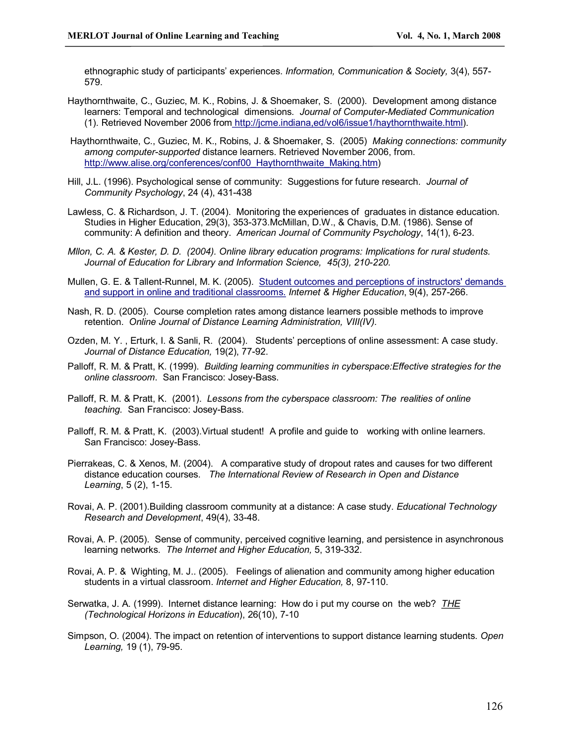ethnographic study of participants' experiences. *Information, Communication & Society,* 3(4), 557-579.

Haythornthwaite, C., Guziec, M. K., Robins, J. & Shoemaker, S. (2000). Development among distance learners: Temporal and technological dimensions. *Journal of Computer-Mediated Communication* (1). Retrieved November 2006 from http://jcme.indiana,ed/vol6/issue1/haythornthwaite.html).

Haythornthwaite, C., Guziec, M. K., Robins, J. & Shoemaker, S. (2005) *Making connections: community among computer-supported* distance learners. Retrieved November 2006, from. http://www.alise.org/conferences/conf00_Haythornthwaite_Making.htm)

Hill, J.L. (1996). Psychological sense of community: Suggestions for future research. *Journal of Community Psychology*, 24 (4), 431-438

Lawless, C. & Richardson, J. T. (2004). Monitoring the experiences of graduates in distance education. Studies in Higher Education, 29(3), 353-373.McMillan, D.W., & Chavis, D.M. (1986). Sense of community: A definition and theory. *American Journal of Community Psychology*, 14(1), 6-23.

*Mllon, C. A. & Kester, D. D. (2004). Online library education programs: Implications for rural students. Journal of Education for Library and Information Science, 45(3), 210-220.*

Mullen, G. E. & Tallent-Runnel, M. K. (2005). Student outcomes and perceptions of instructors' demands and support in online and traditional classrooms. *Internet & Higher Education*, 9(4), 257-266.

Nash, R. D. (2005). Course completion rates among distance learners possible methods to improve retention. *Online Journal of Distance Learning Administration, VIII(IV).*

Ozden, M. Y. , Erturk, I. & Sanli, R. (2004). Students' perceptions of online assessment: A case study. *Journal of Distance Education,* 19(2), 77-92.

Palloff, R. M. & Pratt, K. (1999). *Building learning communities in cyberspace:Effective strategies for the online classroom*. San Francisco: Josey-Bass.

Palloff, R. M. & Pratt, K. (2001). *Lessons from the cyberspace classroom: The realities of online teaching.* San Francisco: Josey-Bass.

Palloff, R. M. & Pratt, K. (2003).Virtual student! A profile and guide to working with online learners. San Francisco: Josey-Bass.

Pierrakeas, C. & Xenos, M. (2004). A comparative study of dropout rates and causes for two different distance education courses. *The International Review of Research in Open and Distance Learning*, 5 (2), 1-15.

Rovai, A. P. (2001).Building classroom community at a distance: A case study. *Educational Technology Research and Development*, 49(4), 33-48.

Rovai, A. P. (2005). Sense of community, perceived cognitive learning, and persistence in asynchronous learning networks. *The Internet and Higher Education,* 5, 319-332.

Rovai, A. P. & Wighting, M. J.. (2005). Feelings of alienation and community among higher education students in a virtual classroom. *Internet and Higher Education,* 8, 97-110.

Serwatka, J. A. (1999). Internet distance learning: How do i put my course on the web? *THE (Technological Horizons in Education*), 26(10), 7-10

Simpson, O. (2004). The impact on retention of interventions to support distance learning students. *Open Learning,* 19 (1), 79-95.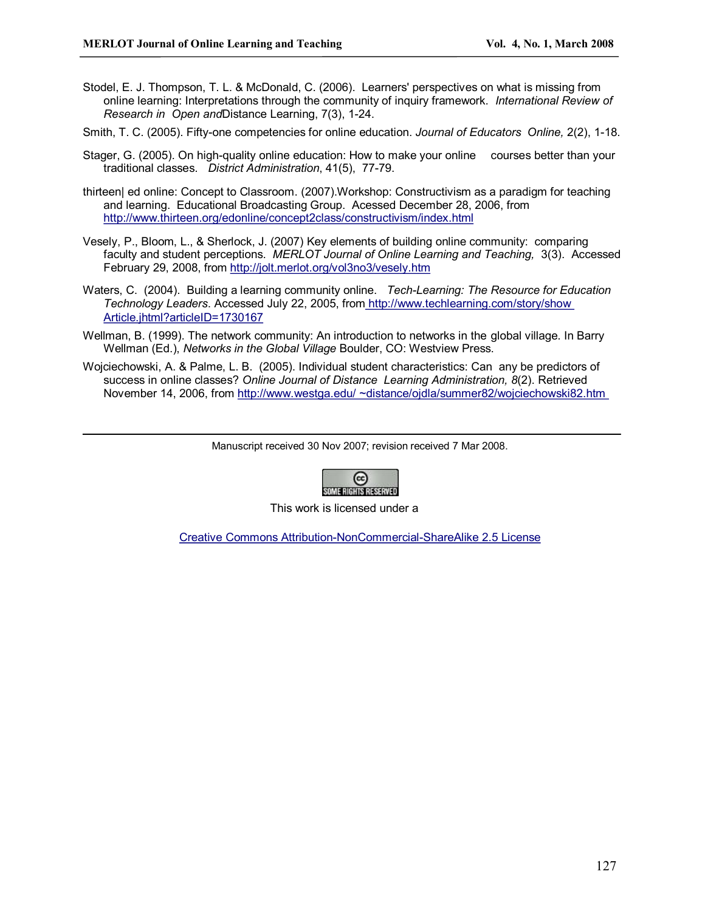Stodel, E. J. Thompson, T. L. & McDonald, C. (2006). Learners' perspectives on what is missing from online learning: Interpretations through the community of inquiry framework. *International Review of Research in Open and*Distance Learning, 7(3), 1-24.

Smith, T. C. (2005). Fifty-one competencies for online education. *Journal of Educators Online,* 2(2), 1-18.

Stager, G. (2005). On high-quality online education: How to make your online courses better than your traditional classes. *District Administration*, 41(5), 77-79.

thirteen| ed online: Concept to Classroom. (2007).Workshop: Constructivism as a paradigm for teaching and learning. Educational Broadcasting Group. Acessed December 28, 2006, from http://www.thirteen.org/edonline/concept2class/constructivism/index.html

Vesely, P., Bloom, L., & Sherlock, J. (2007) Key elements of building online community: comparing faculty and student perceptions. *MERLOT Journal of Online Learning and Teaching,* 3(3). Accessed February 29, 2008, from http://jolt.merlot.org/vol3no3/vesely.htm

Waters, C. (2004). Building a learning community online. *Tech-Learning: The Resource for Education Technology Leaders*. Accessed July 22, 2005, from http://www.techlearning.com/story/showArticle.jhtml?articleID=1730167

Wellman, B. (1999). The network community: An introduction to networks in the global village. In Barry Wellman (Ed.), *Networks in the Global Village* Boulder, CO: Westview Press.

Wojciechowski, A. & Palme, L. B. (2005). Individual student characteristics: Can any be predictors of success in online classes? *Online Journal of Distance Learning Administration, 8*(2). Retrieved November 14, 2006, from http://www.westga.edu/ ~distance/ojdla/summer82/wojciechowski82.htm

---

Manuscript received 30 Nov 2007; revision received 7 Mar 2008.

This work is licensed under a

Creative Commons Attribution-NonCommercial-ShareAlike 2.5 License